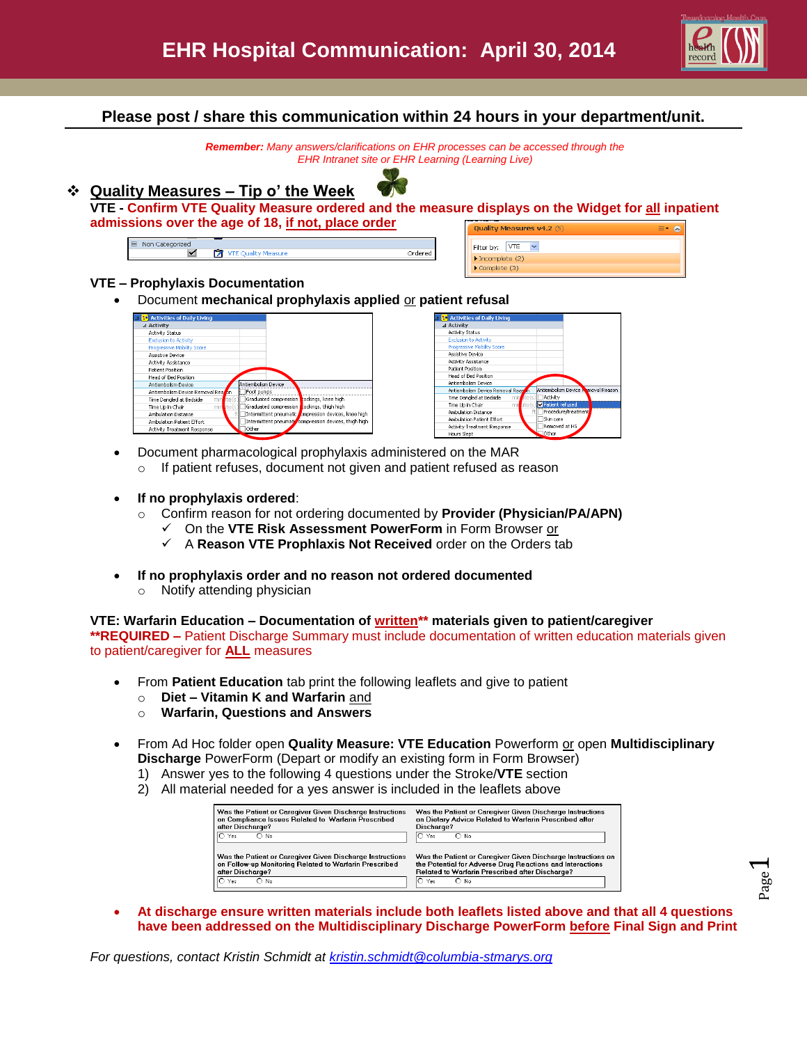# EHR Hospital Communication: April 30, 2014

**Please post / share this communication within 24 hours in your department/unit.**

*__Remember:__ Many answers/clarifications on EHR processes can be accessed through the EHR Intranet site or EHR Learning (Learning Live)*

## ❖ Quality Measures – Tip o' the Week

**VTE - Confirm VTE Quality Measure ordered and the measure displays on the Widget for all inpatient admissions over the age of 18, if not, place order**

**VTE – Prophylaxis Documentation**

- Document **mechanical prophylaxis applied** or **patient refusal**
- Document pharmacological prophylaxis administered on the MAR
  - If patient refuses, document not given and patient refused as reason
- **If no prophylaxis ordered**:
  - Confirm reason for not ordering documented by **Provider (Physician/PA/APN)**
    - ✓ On the **VTE Risk Assessment PowerForm** in Form Browser or
    - ✓ A **Reason VTE Prophlaxis Not Received** order on the Orders tab
- **If no prophylaxis order and no reason not ordered documented**
  - Notify attending physician

**VTE: Warfarin Education – Documentation of written\*\* materials given to patient/caregiver**
**\*\*REQUIRED –** Patient Discharge Summary must include documentation of written education materials given to patient/caregiver for **ALL** measures

- From **Patient Education** tab print the following leaflets and give to patient
  - **Diet – Vitamin K and Warfarin** and
  - **Warfarin, Questions and Answers**
- From Ad Hoc folder open **Quality Measure: VTE Education** Powerform or open **Multidisciplinary Discharge** PowerForm (Depart or modify an existing form in Form Browser)
  1) Answer yes to the following 4 questions under the Stroke/**VTE** section
  2) All material needed for a yes answer is included in the leaflets above
- **At discharge ensure written materials include both leaflets listed above and that all 4 questions have been addressed on the Multidisciplinary Discharge PowerForm before Final Sign and Print**

*For questions, contact Kristin Schmidt at kristin.schmidt@columbia-stmarys.org*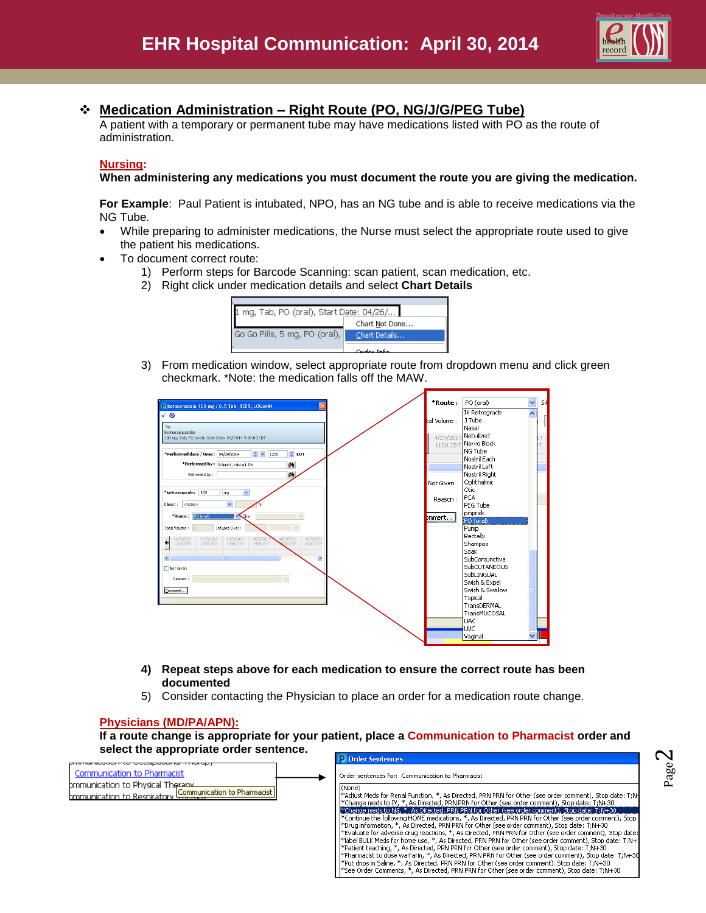# EHR Hospital Communication: April 30, 2014

## Medication Administration – Right Route (PO, NG/J/G/PEG Tube)

A patient with a temporary or permanent tube may have medications listed with PO as the route of administration.

### Nursing:

**When administering any medications you must document the route you are giving the medication.**

**For Example**: Paul Patient is intubated, NPO, has an NG tube and is able to receive medications via the NG Tube.

- While preparing to administer medications, the Nurse must select the appropriate route used to give the patient his medications.
- To document correct route:
  1) Perform steps for Barcode Scanning: scan patient, scan medication, etc.
  2) Right click under medication details and select **Chart Details**
  3) From medication window, select appropriate route from dropdown menu and click green checkmark. *Note: the medication falls off the MAW.
  4) **Repeat steps above for each medication to ensure the correct route has been documented**
  5) Consider contacting the Physician to place an order for a medication route change.

### Physicians (MD/PA/APN):

**If a route change is appropriate for your patient, place a Communication to Pharmacist order and select the appropriate order sentence.**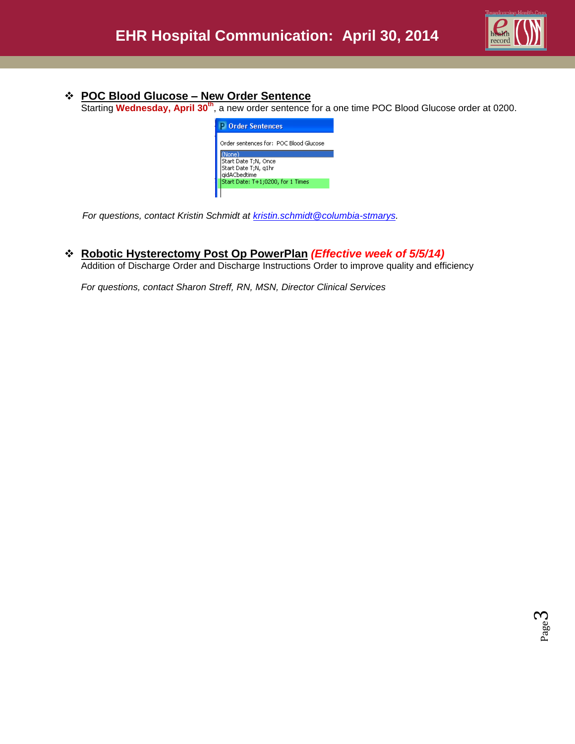# EHR Hospital Communication: April 30, 2014

- **POC Blood Glucose – New Order Sentence**
  Starting **Wednesday, April 30th**, a new order sentence for a one time POC Blood Glucose order at 0200.

  Order Sentences

  Order sentences for: POC Blood Glucose

  (None)
  Start Date T;N, Once
  Start Date T;N, q1hr
  qidACbedtime
  Start Date: T+1;0200, for 1 Times

  *For questions, contact Kristin Schmidt at kristin.schmidt@columbia-stmarys.*

- **Robotic Hysterectomy Post Op PowerPlan** ***(Effective week of 5/5/14)***
  Addition of Discharge Order and Discharge Instructions Order to improve quality and efficiency

  *For questions, contact Sharon Streff, RN, MSN, Director Clinical Services*